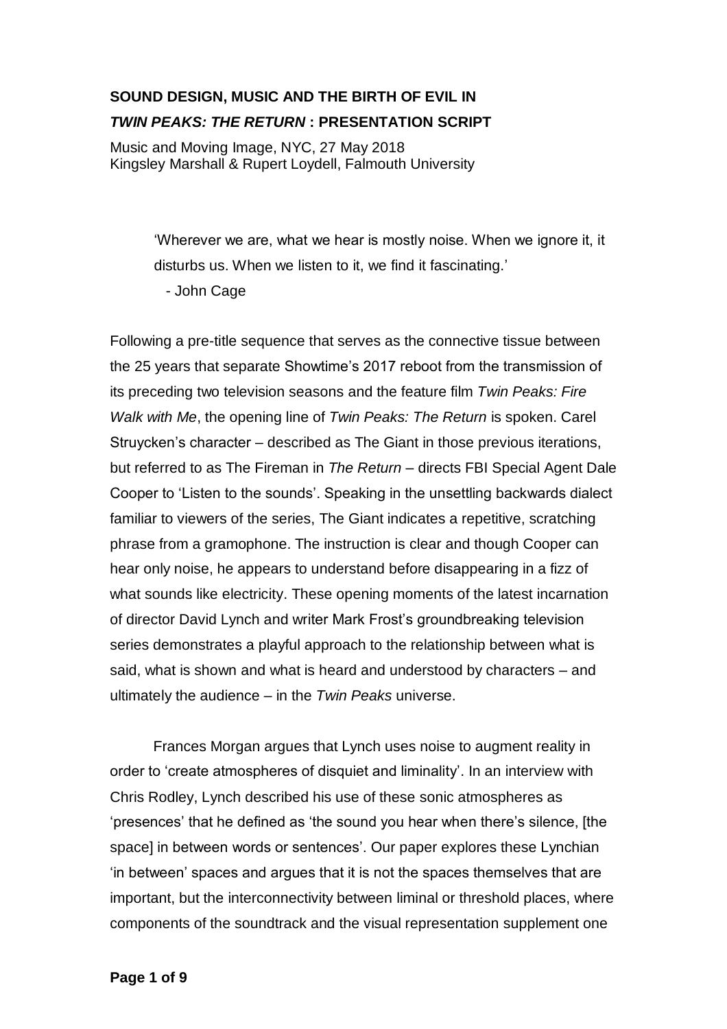# SOUND DESIGN, MUSIC AND THE BIRTH OF EVIL IN *TWIN PEAKS: THE RETURN* : PRESENTATION SCRIPT

Music and Moving Image, NYC, 27 May 2018
Kingsley Marshall & Rupert Loydell, Falmouth University

> 'Wherever we are, what we hear is mostly noise. When we ignore it, it disturbs us. When we listen to it, we find it fascinating.'
>
> - John Cage

Following a pre-title sequence that serves as the connective tissue between the 25 years that separate Showtime's 2017 reboot from the transmission of its preceding two television seasons and the feature film *Twin Peaks: Fire Walk with Me*, the opening line of *Twin Peaks: The Return* is spoken. Carel Struycken's character – described as The Giant in those previous iterations, but referred to as The Fireman in *The Return* – directs FBI Special Agent Dale Cooper to 'Listen to the sounds'. Speaking in the unsettling backwards dialect familiar to viewers of the series, The Giant indicates a repetitive, scratching phrase from a gramophone. The instruction is clear and though Cooper can hear only noise, he appears to understand before disappearing in a fizz of what sounds like electricity. These opening moments of the latest incarnation of director David Lynch and writer Mark Frost's groundbreaking television series demonstrates a playful approach to the relationship between what is said, what is shown and what is heard and understood by characters – and ultimately the audience – in the *Twin Peaks* universe.

Frances Morgan argues that Lynch uses noise to augment reality in order to 'create atmospheres of disquiet and liminality'. In an interview with Chris Rodley, Lynch described his use of these sonic atmospheres as 'presences' that he defined as 'the sound you hear when there's silence, [the space] in between words or sentences'. Our paper explores these Lynchian 'in between' spaces and argues that it is not the spaces themselves that are important, but the interconnectivity between liminal or threshold places, where components of the soundtrack and the visual representation supplement one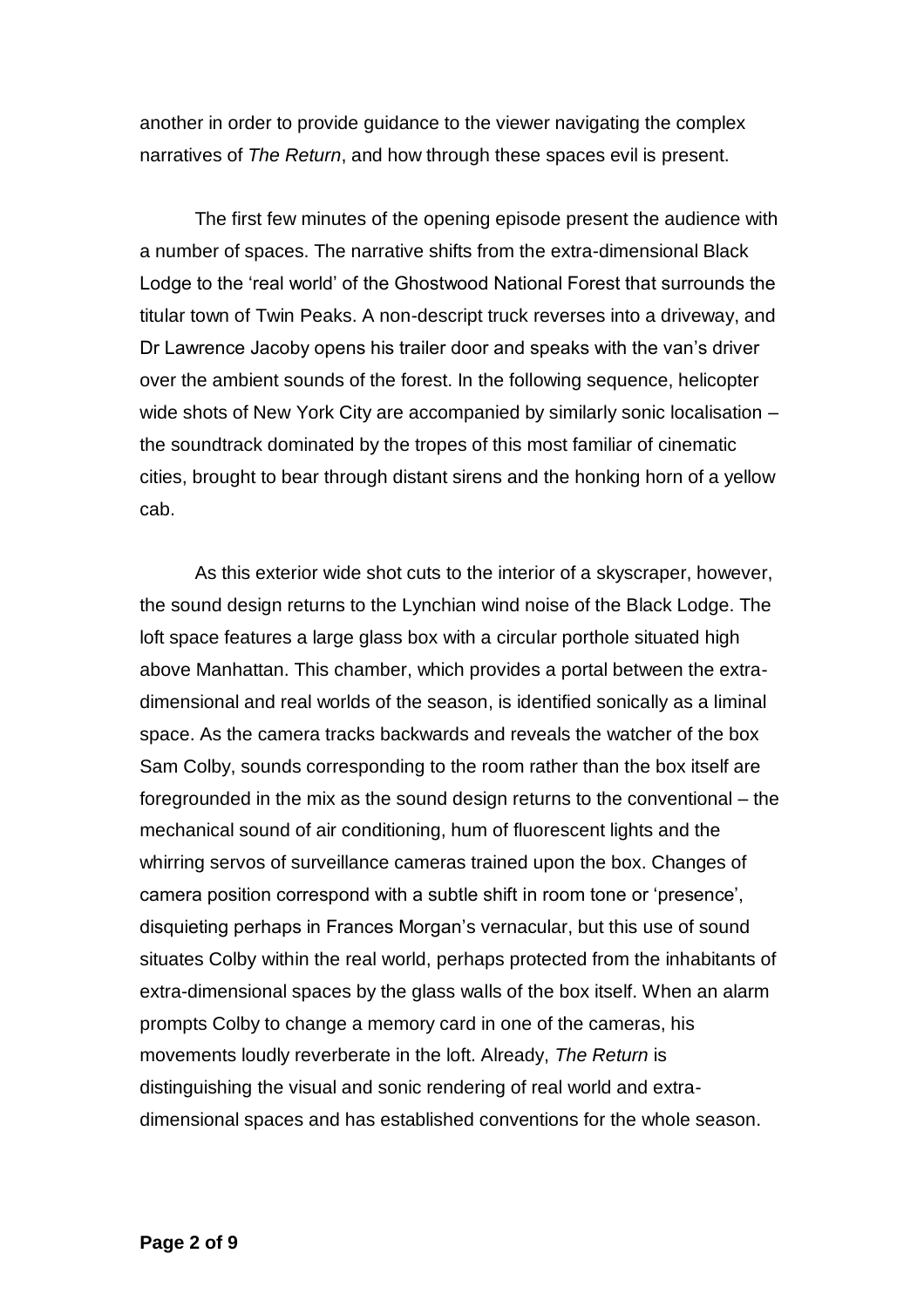another in order to provide guidance to the viewer navigating the complex narratives of *The Return*, and how through these spaces evil is present.

The first few minutes of the opening episode present the audience with a number of spaces. The narrative shifts from the extra-dimensional Black Lodge to the 'real world' of the Ghostwood National Forest that surrounds the titular town of Twin Peaks. A non-descript truck reverses into a driveway, and Dr Lawrence Jacoby opens his trailer door and speaks with the van's driver over the ambient sounds of the forest. In the following sequence, helicopter wide shots of New York City are accompanied by similarly sonic localisation – the soundtrack dominated by the tropes of this most familiar of cinematic cities, brought to bear through distant sirens and the honking horn of a yellow cab.

As this exterior wide shot cuts to the interior of a skyscraper, however, the sound design returns to the Lynchian wind noise of the Black Lodge. The loft space features a large glass box with a circular porthole situated high above Manhattan. This chamber, which provides a portal between the extra-dimensional and real worlds of the season, is identified sonically as a liminal space. As the camera tracks backwards and reveals the watcher of the box Sam Colby, sounds corresponding to the room rather than the box itself are foregrounded in the mix as the sound design returns to the conventional – the mechanical sound of air conditioning, hum of fluorescent lights and the whirring servos of surveillance cameras trained upon the box. Changes of camera position correspond with a subtle shift in room tone or 'presence', disquieting perhaps in Frances Morgan's vernacular, but this use of sound situates Colby within the real world, perhaps protected from the inhabitants of extra-dimensional spaces by the glass walls of the box itself. When an alarm prompts Colby to change a memory card in one of the cameras, his movements loudly reverberate in the loft. Already, *The Return* is distinguishing the visual and sonic rendering of real world and extra-dimensional spaces and has established conventions for the whole season.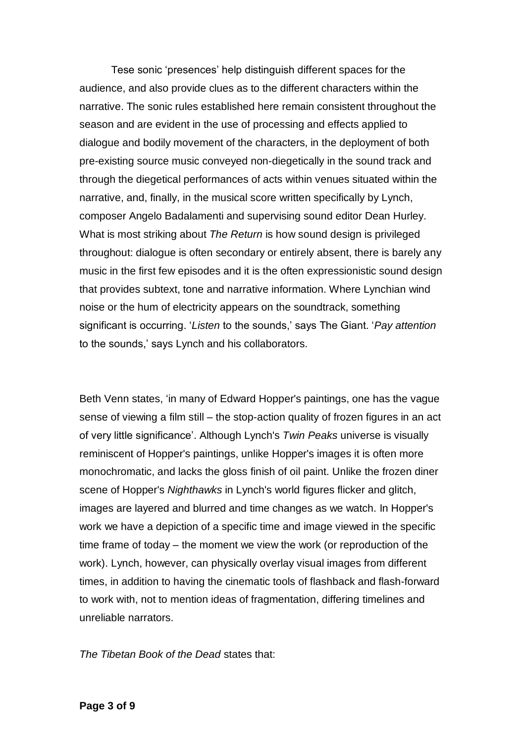Tese sonic 'presences' help distinguish different spaces for the audience, and also provide clues as to the different characters within the narrative. The sonic rules established here remain consistent throughout the season and are evident in the use of processing and effects applied to dialogue and bodily movement of the characters, in the deployment of both pre-existing source music conveyed non-diegetically in the sound track and through the diegetical performances of acts within venues situated within the narrative, and, finally, in the musical score written specifically by Lynch, composer Angelo Badalamenti and supervising sound editor Dean Hurley. What is most striking about *The Return* is how sound design is privileged throughout: dialogue is often secondary or entirely absent, there is barely any music in the first few episodes and it is the often expressionistic sound design that provides subtext, tone and narrative information. Where Lynchian wind noise or the hum of electricity appears on the soundtrack, something significant is occurring. '*Listen* to the sounds,' says The Giant. '*Pay attention* to the sounds,' says Lynch and his collaborators.

Beth Venn states, 'in many of Edward Hopper's paintings, one has the vague sense of viewing a film still – the stop-action quality of frozen figures in an act of very little significance'. Although Lynch's *Twin Peaks* universe is visually reminiscent of Hopper's paintings, unlike Hopper's images it is often more monochromatic, and lacks the gloss finish of oil paint. Unlike the frozen diner scene of Hopper's *Nighthawks* in Lynch's world figures flicker and glitch, images are layered and blurred and time changes as we watch. In Hopper's work we have a depiction of a specific time and image viewed in the specific time frame of today – the moment we view the work (or reproduction of the work). Lynch, however, can physically overlay visual images from different times, in addition to having the cinematic tools of flashback and flash-forward to work with, not to mention ideas of fragmentation, differing timelines and unreliable narrators.

*The Tibetan Book of the Dead* states that: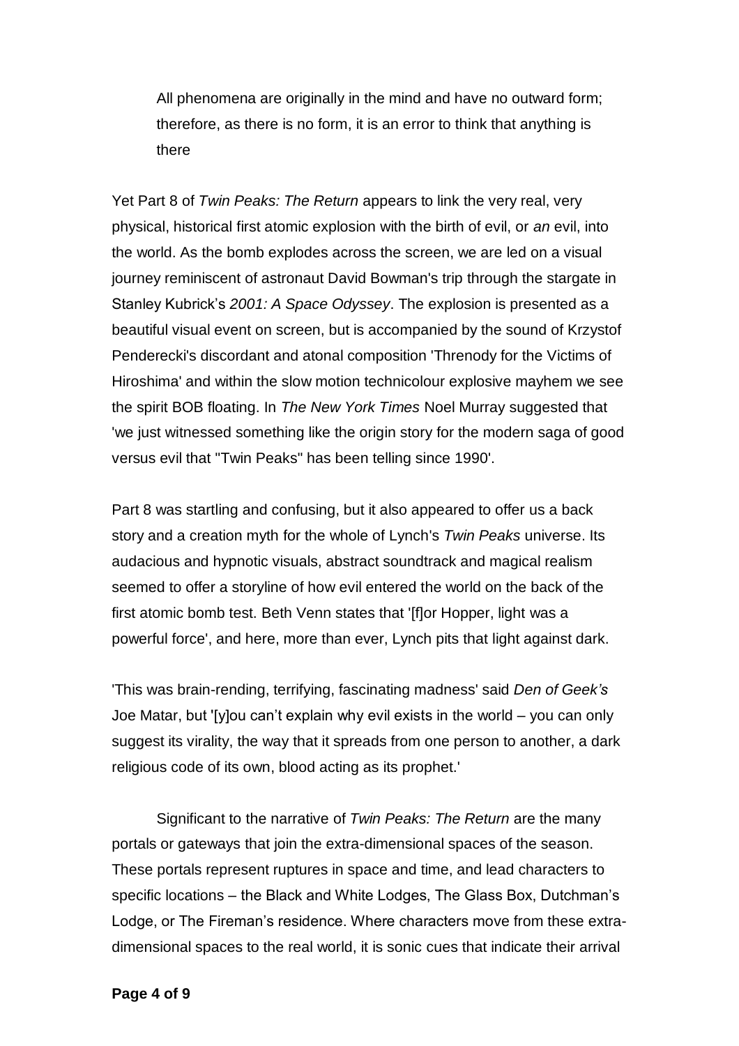> All phenomena are originally in the mind and have no outward form; therefore, as there is no form, it is an error to think that anything is there

Yet Part 8 of *Twin Peaks: The Return* appears to link the very real, very physical, historical first atomic explosion with the birth of evil, or *an* evil, into the world. As the bomb explodes across the screen, we are led on a visual journey reminiscent of astronaut David Bowman's trip through the stargate in Stanley Kubrick's *2001: A Space Odyssey*. The explosion is presented as a beautiful visual event on screen, but is accompanied by the sound of Krzystof Penderecki's discordant and atonal composition 'Threnody for the Victims of Hiroshima' and within the slow motion technicolour explosive mayhem we see the spirit BOB floating. In *The New York Times* Noel Murray suggested that 'we just witnessed something like the origin story for the modern saga of good versus evil that "Twin Peaks" has been telling since 1990'.

Part 8 was startling and confusing, but it also appeared to offer us a back story and a creation myth for the whole of Lynch's *Twin Peaks* universe. Its audacious and hypnotic visuals, abstract soundtrack and magical realism seemed to offer a storyline of how evil entered the world on the back of the first atomic bomb test. Beth Venn states that '[f]or Hopper, light was a powerful force', and here, more than ever, Lynch pits that light against dark.

'This was brain-rending, terrifying, fascinating madness' said *Den of Geek's* Joe Matar, but '[y]ou can't explain why evil exists in the world – you can only suggest its virality, the way that it spreads from one person to another, a dark religious code of its own, blood acting as its prophet.'

Significant to the narrative of *Twin Peaks: The Return* are the many portals or gateways that join the extra-dimensional spaces of the season. These portals represent ruptures in space and time, and lead characters to specific locations – the Black and White Lodges, The Glass Box, Dutchman's Lodge, or The Fireman's residence. Where characters move from these extra-dimensional spaces to the real world, it is sonic cues that indicate their arrival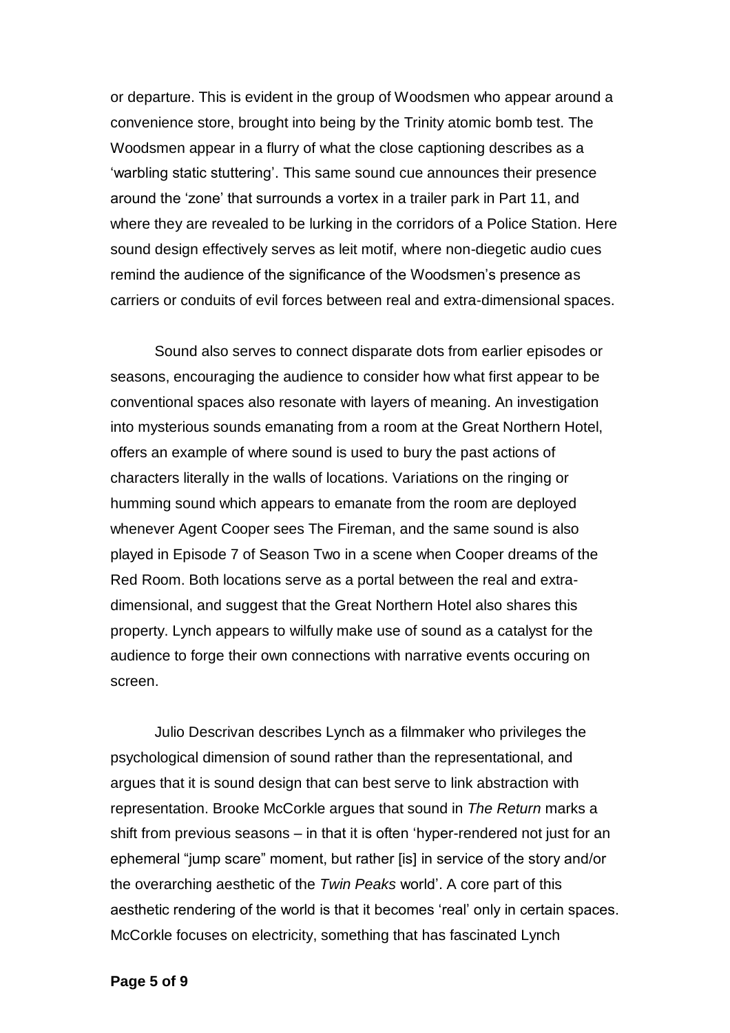or departure. This is evident in the group of Woodsmen who appear around a convenience store, brought into being by the Trinity atomic bomb test. The Woodsmen appear in a flurry of what the close captioning describes as a 'warbling static stuttering'. This same sound cue announces their presence around the 'zone' that surrounds a vortex in a trailer park in Part 11, and where they are revealed to be lurking in the corridors of a Police Station. Here sound design effectively serves as leit motif, where non-diegetic audio cues remind the audience of the significance of the Woodsmen's presence as carriers or conduits of evil forces between real and extra-dimensional spaces.

Sound also serves to connect disparate dots from earlier episodes or seasons, encouraging the audience to consider how what first appear to be conventional spaces also resonate with layers of meaning. An investigation into mysterious sounds emanating from a room at the Great Northern Hotel, offers an example of where sound is used to bury the past actions of characters literally in the walls of locations. Variations on the ringing or humming sound which appears to emanate from the room are deployed whenever Agent Cooper sees The Fireman, and the same sound is also played in Episode 7 of Season Two in a scene when Cooper dreams of the Red Room. Both locations serve as a portal between the real and extra-dimensional, and suggest that the Great Northern Hotel also shares this property. Lynch appears to wilfully make use of sound as a catalyst for the audience to forge their own connections with narrative events occuring on screen.

Julio Descrivan describes Lynch as a filmmaker who privileges the psychological dimension of sound rather than the representational, and argues that it is sound design that can best serve to link abstraction with representation. Brooke McCorkle argues that sound in *The Return* marks a shift from previous seasons – in that it is often 'hyper-rendered not just for an ephemeral "jump scare" moment, but rather [is] in service of the story and/or the overarching aesthetic of the *Twin Peaks* world'. A core part of this aesthetic rendering of the world is that it becomes 'real' only in certain spaces. McCorkle focuses on electricity, something that has fascinated Lynch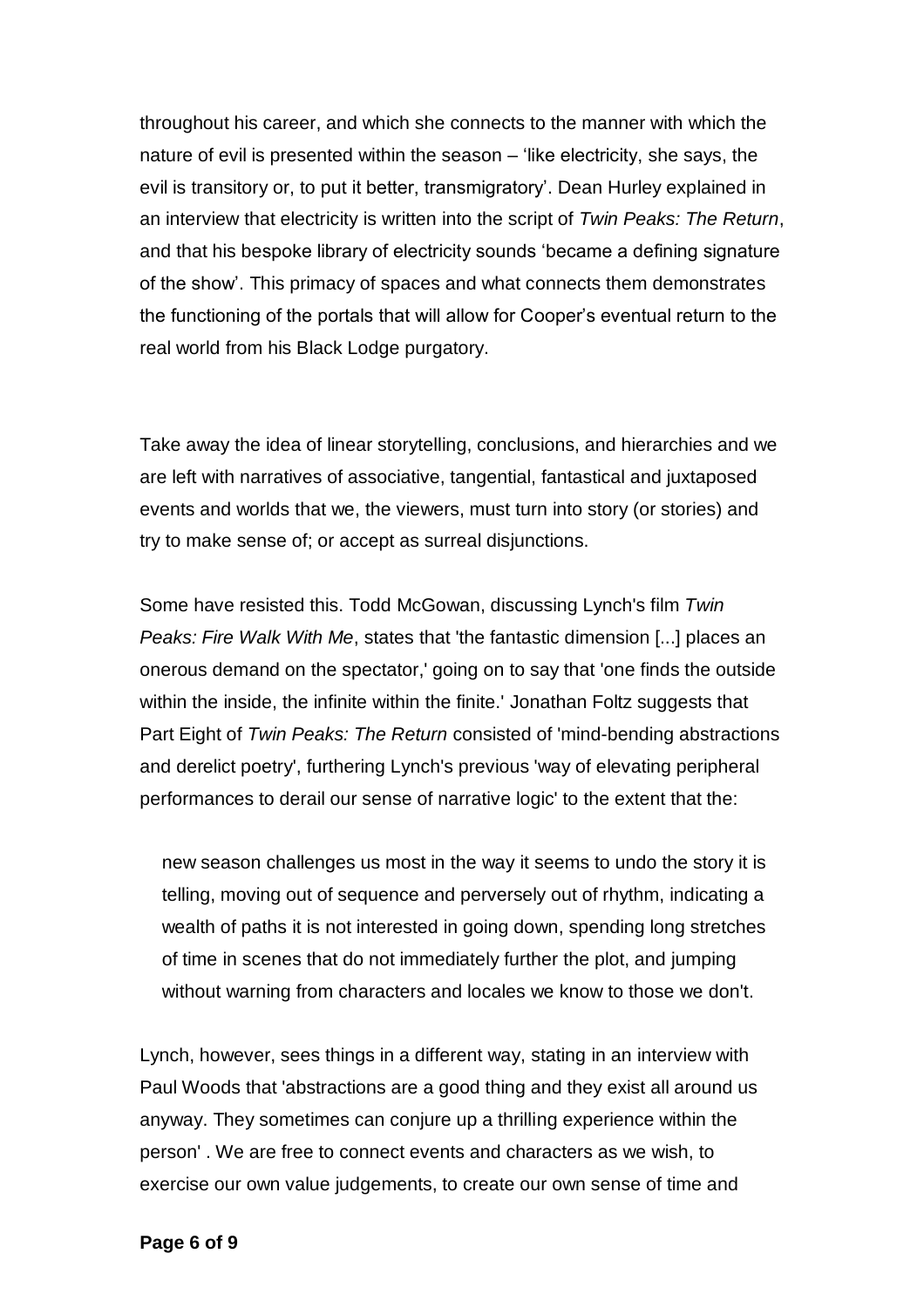throughout his career, and which she connects to the manner with which the nature of evil is presented within the season – 'like electricity, she says, the evil is transitory or, to put it better, transmigratory'. Dean Hurley explained in an interview that electricity is written into the script of *Twin Peaks: The Return*, and that his bespoke library of electricity sounds 'became a defining signature of the show'. This primacy of spaces and what connects them demonstrates the functioning of the portals that will allow for Cooper's eventual return to the real world from his Black Lodge purgatory.

Take away the idea of linear storytelling, conclusions, and hierarchies and we are left with narratives of associative, tangential, fantastical and juxtaposed events and worlds that we, the viewers, must turn into story (or stories) and try to make sense of; or accept as surreal disjunctions.

Some have resisted this. Todd McGowan, discussing Lynch's film *Twin Peaks: Fire Walk With Me*, states that 'the fantastic dimension [...] places an onerous demand on the spectator,' going on to say that 'one finds the outside within the inside, the infinite within the finite.' Jonathan Foltz suggests that Part Eight of *Twin Peaks: The Return* consisted of 'mind-bending abstractions and derelict poetry', furthering Lynch's previous 'way of elevating peripheral performances to derail our sense of narrative logic' to the extent that the:

> new season challenges us most in the way it seems to undo the story it is telling, moving out of sequence and perversely out of rhythm, indicating a wealth of paths it is not interested in going down, spending long stretches of time in scenes that do not immediately further the plot, and jumping without warning from characters and locales we know to those we don't.

Lynch, however, sees things in a different way, stating in an interview with Paul Woods that 'abstractions are a good thing and they exist all around us anyway. They sometimes can conjure up a thrilling experience within the person' . We are free to connect events and characters as we wish, to exercise our own value judgements, to create our own sense of time and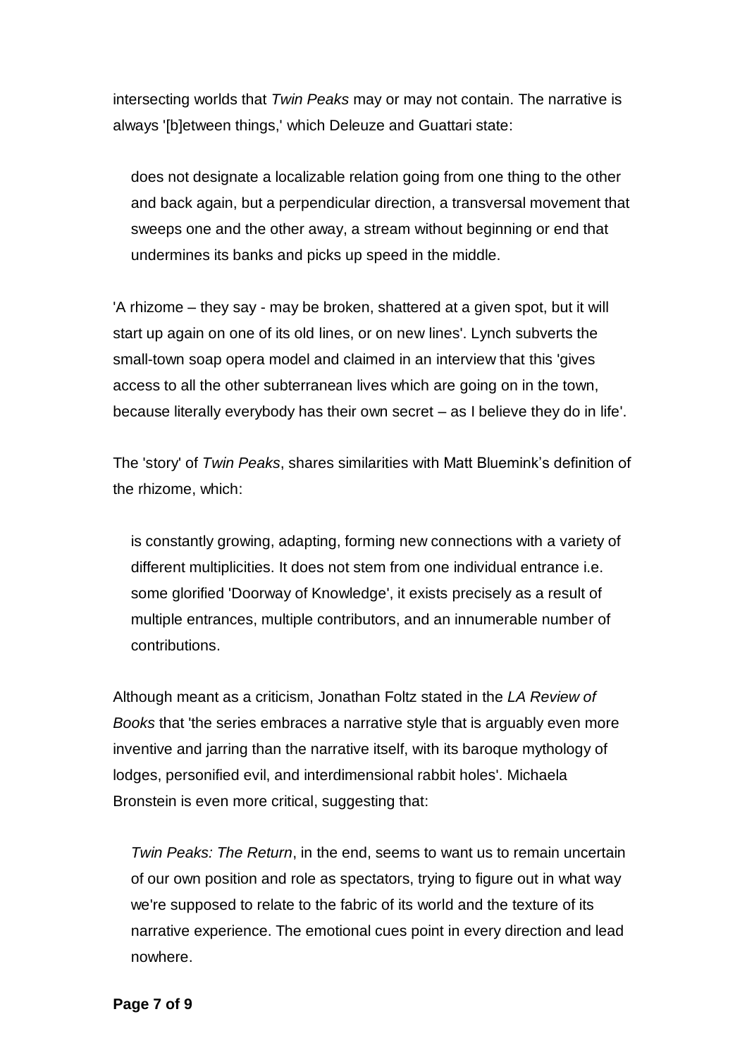intersecting worlds that *Twin Peaks* may or may not contain. The narrative is always '[b]etween things,' which Deleuze and Guattari state:

> does not designate a localizable relation going from one thing to the other and back again, but a perpendicular direction, a transversal movement that sweeps one and the other away, a stream without beginning or end that undermines its banks and picks up speed in the middle.

'A rhizome – they say - may be broken, shattered at a given spot, but it will start up again on one of its old lines, or on new lines'. Lynch subverts the small-town soap opera model and claimed in an interview that this 'gives access to all the other subterranean lives which are going on in the town, because literally everybody has their own secret – as I believe they do in life'.

The 'story' of *Twin Peaks*, shares similarities with Matt Bluemink's definition of the rhizome, which:

> is constantly growing, adapting, forming new connections with a variety of different multiplicities. It does not stem from one individual entrance i.e. some glorified 'Doorway of Knowledge', it exists precisely as a result of multiple entrances, multiple contributors, and an innumerable number of contributions.

Although meant as a criticism, Jonathan Foltz stated in the *LA Review of Books* that 'the series embraces a narrative style that is arguably even more inventive and jarring than the narrative itself, with its baroque mythology of lodges, personified evil, and interdimensional rabbit holes'. Michaela Bronstein is even more critical, suggesting that:

> *Twin Peaks: The Return*, in the end, seems to want us to remain uncertain of our own position and role as spectators, trying to figure out in what way we're supposed to relate to the fabric of its world and the texture of its narrative experience. The emotional cues point in every direction and lead nowhere.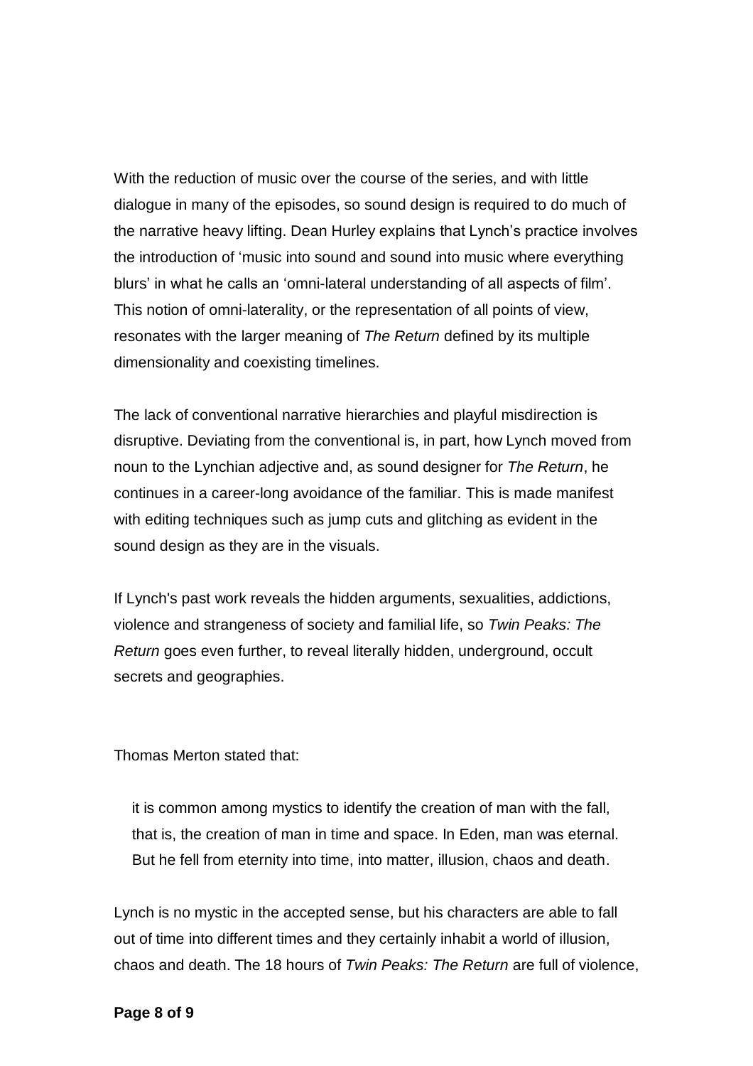With the reduction of music over the course of the series, and with little dialogue in many of the episodes, so sound design is required to do much of the narrative heavy lifting. Dean Hurley explains that Lynch's practice involves the introduction of 'music into sound and sound into music where everything blurs' in what he calls an 'omni-lateral understanding of all aspects of film'. This notion of omni-laterality, or the representation of all points of view, resonates with the larger meaning of *The Return* defined by its multiple dimensionality and coexisting timelines.

The lack of conventional narrative hierarchies and playful misdirection is disruptive. Deviating from the conventional is, in part, how Lynch moved from noun to the Lynchian adjective and, as sound designer for *The Return*, he continues in a career-long avoidance of the familiar. This is made manifest with editing techniques such as jump cuts and glitching as evident in the sound design as they are in the visuals.

If Lynch's past work reveals the hidden arguments, sexualities, addictions, violence and strangeness of society and familial life, so *Twin Peaks: The Return* goes even further, to reveal literally hidden, underground, occult secrets and geographies.

Thomas Merton stated that:

> it is common among mystics to identify the creation of man with the fall, that is, the creation of man in time and space. In Eden, man was eternal. But he fell from eternity into time, into matter, illusion, chaos and death.

Lynch is no mystic in the accepted sense, but his characters are able to fall out of time into different times and they certainly inhabit a world of illusion, chaos and death. The 18 hours of *Twin Peaks: The Return* are full of violence,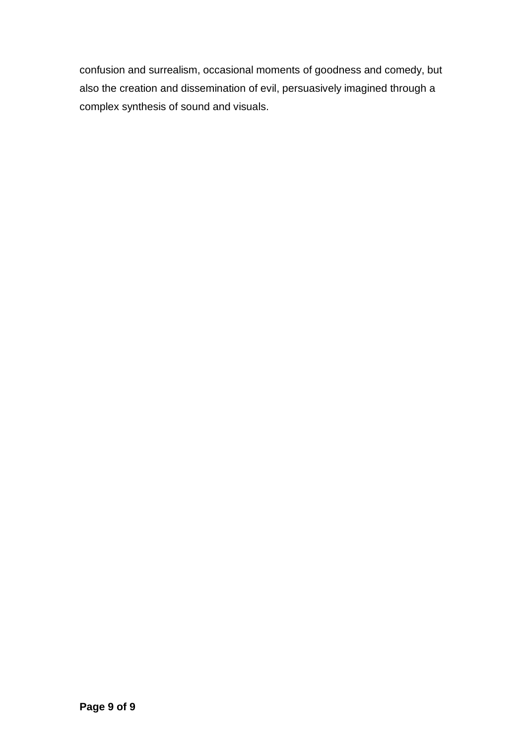confusion and surrealism, occasional moments of goodness and comedy, but also the creation and dissemination of evil, persuasively imagined through a complex synthesis of sound and visuals.